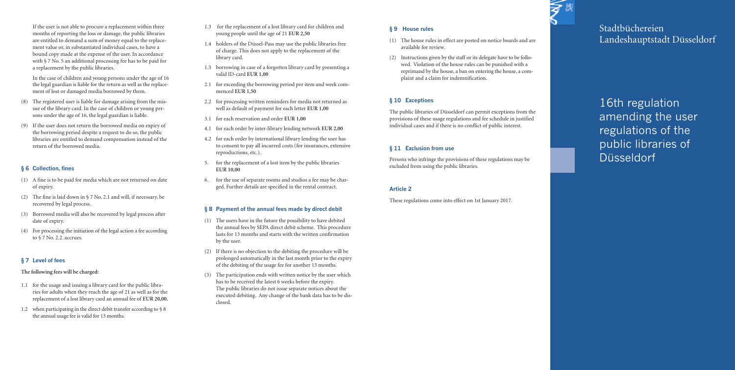If the user is not able to procure a replacement within three months of reporting the loss or damage, the public libraries are entitled to demand a sum of money equal to the replacement value or, in substantiated individual cases, to have a bound copy made at the expense of the user. In accordance with § 7 No. 5 an additional processing fee has to be paid for a replacement by the public libraries.

In the case of children and young persons under the age of 16 the legal guardian is liable for the return as well as the replacement of lost or damaged media borrowed by them.

(8) The registered user is liable for damage arising from the misuse of the library card. In the case of children or young persons under the age of 16, the legal guardian is liable.

(9) If the user does not return the borrowed media on expiry of the borrowing period despite a request to do so, the public libraries are entitled to demand compensation instead of the return of the borrowed media.

## § 6 Collection, fines

(1) A fine is to be paid for media which are not returned on date of expiry.

(2) The fine is laid down in § 7 No. 2.1 and will, if necessary, be recovered by legal process.

(3) Borrowed media will also be recovered by legal process after date of expiry.

(4) For processing the initiation of the legal action a fee according to § 7 No. 2.2. accrues.

## § 7 Level of fees

**The following fees will be charged:**

1.1 for the usage and issuing a library card for the public libraries for adults when they reach the age of 21 as well as for the replacement of a lost library card an annual fee of **EUR 20,00.**

1.2 when participating in the direct debit transfer according to § 8 the annual usage fee is valid for 13 months.

1.3 for the replacement of a lost library card for children and young people until the age of 21 **EUR 2,50**

1.4 holders of the Düssel-Pass may use the public libraries free of charge. This does not apply to the replacement of the library card.

1.5 borrowing in case of a forgotten library card by presenting a valid ID-card **EUR 1,00**

2.1 for exceeding the borrowing period per item and week commenced **EUR 1,50**

2.2 for processing written reminders for media not returned as well as default of payment for each letter **EUR 1,00**

3.1 for each reservation and order **EUR 1,00**

4.1 for each order by inter-library lending network **EUR 2,00**

4.2 for each order by international library lending the user has to consent to pay all incurred costs (for insurances, extensive reproductions, etc.).

5. for the replacement of a lost item by the public libraries **EUR 10,00**

6. for the use of separate rooms and studios a fee may be charged. Further details are specified in the rental contract.

## § 8 Payment of the annual fees made by direct debit

(1) The users have in the future the possibility to have debited the annual fees by SEPA direct debit scheme. This procedure lasts for 13 months and starts with the written confirmation by the user.

(2) If there is no objection to the debiting the procedure will be prolonged automatically in the last month prior to the expiry of the debiting of the usage fee for another 13 months.

(3) The participation ends with written notice by the user which has to be received the latest 6 weeks before the expiry. The public libraries do not issue separate notices about the executed debiting. Any change of the bank data has to be disclosed.

## § 9 House rules

(1) The house rules in effect are posted on notice boards and are available for review.

(2) Instructions given by the staff or its delegate have to be followed. Violation of the house rules can be punished with a reprimand by the house, a ban on entering the house, a complaint and a claim for indemnification.

## § 10 Exceptions

The public libraries of Düsseldorf can permit exceptions from the provisions of these usage regulations and fee schedule in justified individual cases and if there is no conflict of public interest.

## § 11 Exclusion from use

Persons who infringe the provisions of these regulations may be excluded from using the public libraries.

## Article 2

These regulations come into effect on 1st January 2017.

Stadtbüchereien
Landeshauptstadt Düsseldorf

# 16th regulation amending the user regulations of the public libraries of Düsseldorf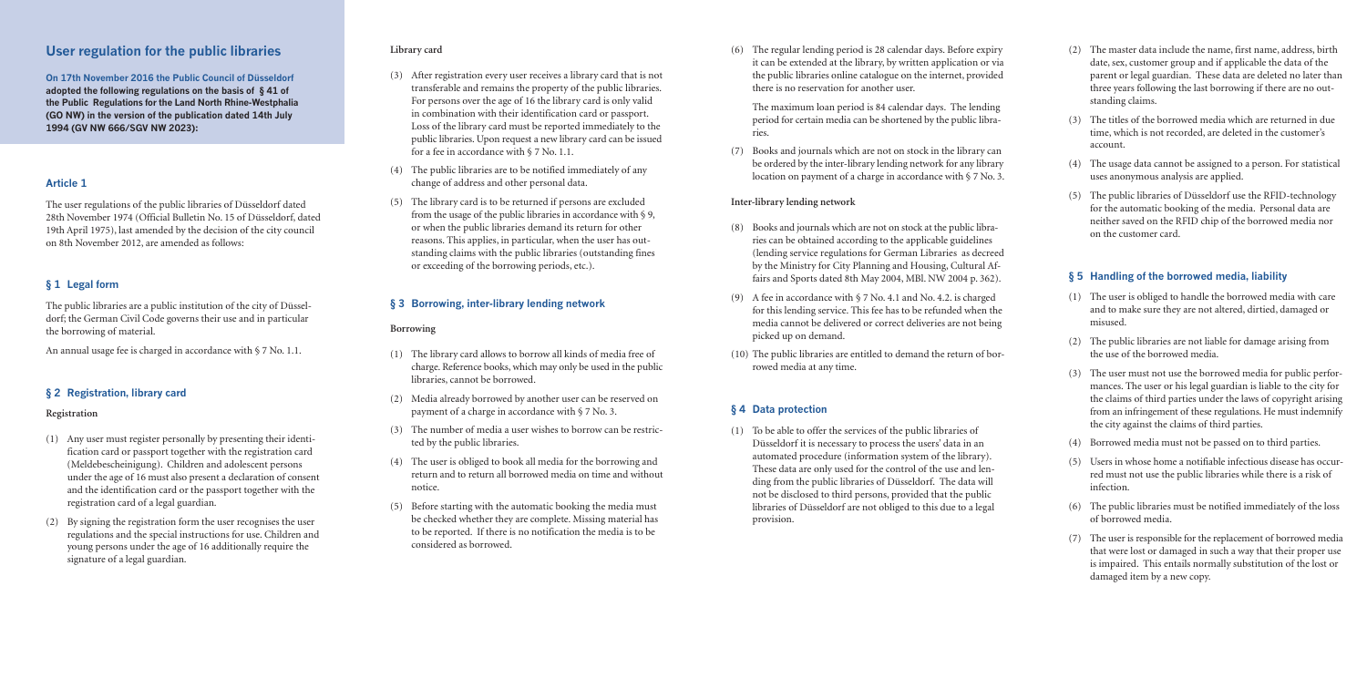# User regulation for the public libraries

**On 17th November 2016 the Public Council of Düsseldorf adopted the following regulations on the basis of § 41 of the Public Regulations for the Land North Rhine-Westphalia (GO NW) in the version of the publication dated 14th July 1994 (GV NW 666/SGV NW 2023):**

## Article 1

The user regulations of the public libraries of Düsseldorf dated 28th November 1974 (Official Bulletin No. 15 of Düsseldorf, dated 19th April 1975), last amended by the decision of the city council on 8th November 2012, are amended as follows:

## § 1 Legal form

The public libraries are a public institution of the city of Düsseldorf; the German Civil Code governs their use and in particular the borrowing of material.

An annual usage fee is charged in accordance with § 7 No. 1.1.

## § 2 Registration, library card

**Registration**

(1) Any user must register personally by presenting their identification card or passport together with the registration card (Meldebescheinigung). Children and adolescent persons under the age of 16 must also present a declaration of consent and the identification card or the passport together with the registration card of a legal guardian.

(2) By signing the registration form the user recognises the user regulations and the special instructions for use. Children and young persons under the age of 16 additionally require the signature of a legal guardian.

**Library card**

(3) After registration every user receives a library card that is not transferable and remains the property of the public libraries. For persons over the age of 16 the library card is only valid in combination with their identification card or passport. Loss of the library card must be reported immediately to the public libraries. Upon request a new library card can be issued for a fee in accordance with § 7 No. 1.1.

(4) The public libraries are to be notified immediately of any change of address and other personal data.

(5) The library card is to be returned if persons are excluded from the usage of the public libraries in accordance with § 9, or when the public libraries demand its return for other reasons. This applies, in particular, when the user has outstanding claims with the public libraries (outstanding fines or exceeding of the borrowing periods, etc.).

## § 3 Borrowing, inter-library lending network

**Borrowing**

(1) The library card allows to borrow all kinds of media free of charge. Reference books, which may only be used in the public libraries, cannot be borrowed.

(2) Media already borrowed by another user can be reserved on payment of a charge in accordance with § 7 No. 3.

(3) The number of media a user wishes to borrow can be restricted by the public libraries.

(4) The user is obliged to book all media for the borrowing and return and to return all borrowed media on time and without notice.

(5) Before starting with the automatic booking the media must be checked whether they are complete. Missing material has to be reported. If there is no notification the media is to be considered as borrowed.

(6) The regular lending period is 28 calendar days. Before expiry it can be extended at the library, by written application or via the public libraries online catalogue on the internet, provided there is no reservation for another user.

The maximum loan period is 84 calendar days. The lending period for certain media can be shortened by the public libraries.

(7) Books and journals which are not on stock in the library can be ordered by the inter-library lending network for any library location on payment of a charge in accordance with § 7 No. 3.

**Inter-library lending network**

(8) Books and journals which are not on stock at the public libraries can be obtained according to the applicable guidelines (lending service regulations for German Libraries as decreed by the Ministry for City Planning and Housing, Cultural Affairs and Sports dated 8th May 2004, MBl. NW 2004 p. 362).

(9) A fee in accordance with § 7 No. 4.1 and No. 4.2. is charged for this lending service. This fee has to be refunded when the media cannot be delivered or correct deliveries are not being picked up on demand.

(10) The public libraries are entitled to demand the return of borrowed media at any time.

## § 4 Data protection

(1) To be able to offer the services of the public libraries of Düsseldorf it is necessary to process the users' data in an automated procedure (information system of the library). These data are only used for the control of the use and lending from the public libraries of Düsseldorf. The data will not be disclosed to third persons, provided that the public libraries of Düsseldorf are not obliged to this due to a legal provision.

(2) The master data include the name, first name, address, birth date, sex, customer group and if applicable the data of the parent or legal guardian. These data are deleted no later than three years following the last borrowing if there are no outstanding claims.

(3) The titles of the borrowed media which are returned in due time, which is not recorded, are deleted in the customer's account.

(4) The usage data cannot be assigned to a person. For statistical uses anonymous analysis are applied.

(5) The public libraries of Düsseldorf use the RFID-technology for the automatic booking of the media. Personal data are neither saved on the RFID chip of the borrowed media nor on the customer card.

## § 5 Handling of the borrowed media, liability

(1) The user is obliged to handle the borrowed media with care and to make sure they are not altered, dirtied, damaged or misused.

(2) The public libraries are not liable for damage arising from the use of the borrowed media.

(3) The user must not use the borrowed media for public performances. The user or his legal guardian is liable to the city for the claims of third parties under the laws of copyright arising from an infringement of these regulations. He must indemnify the city against the claims of third parties.

(4) Borrowed media must not be passed on to third parties.

(5) Users in whose home a notifiable infectious disease has occurred must not use the public libraries while there is a risk of infection.

(6) The public libraries must be notified immediately of the loss of borrowed media.

(7) The user is responsible for the replacement of borrowed media that were lost or damaged in such a way that their proper use is impaired. This entails normally substitution of the lost or damaged item by a new copy.